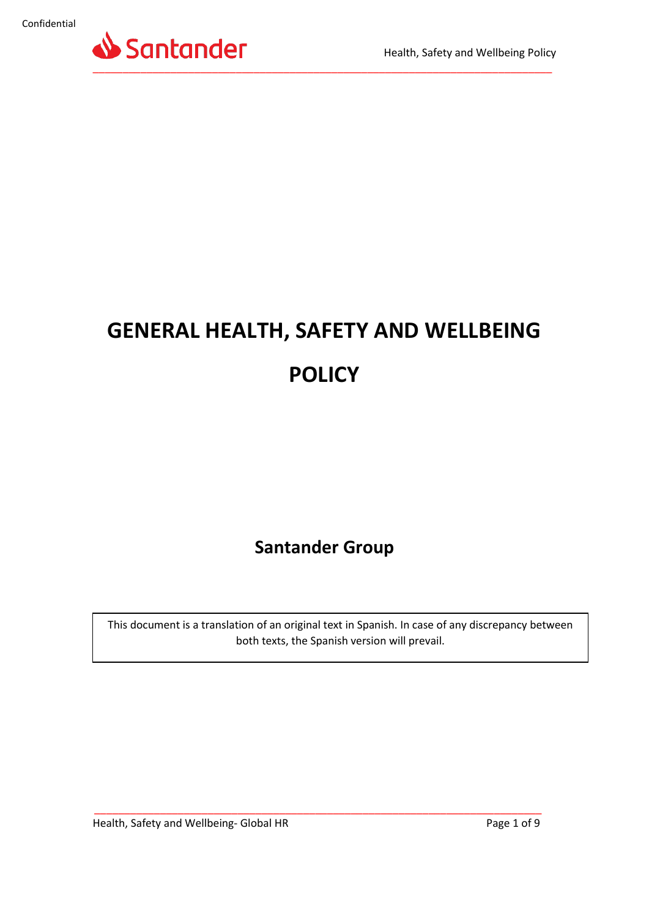# GENERAL HEALTH, SAFETY AND WELLBEING POLICY

## Santander Group

This document is a translation of an original text in Spanish. In case of any discrepancy between both texts, the Spanish version will prevail.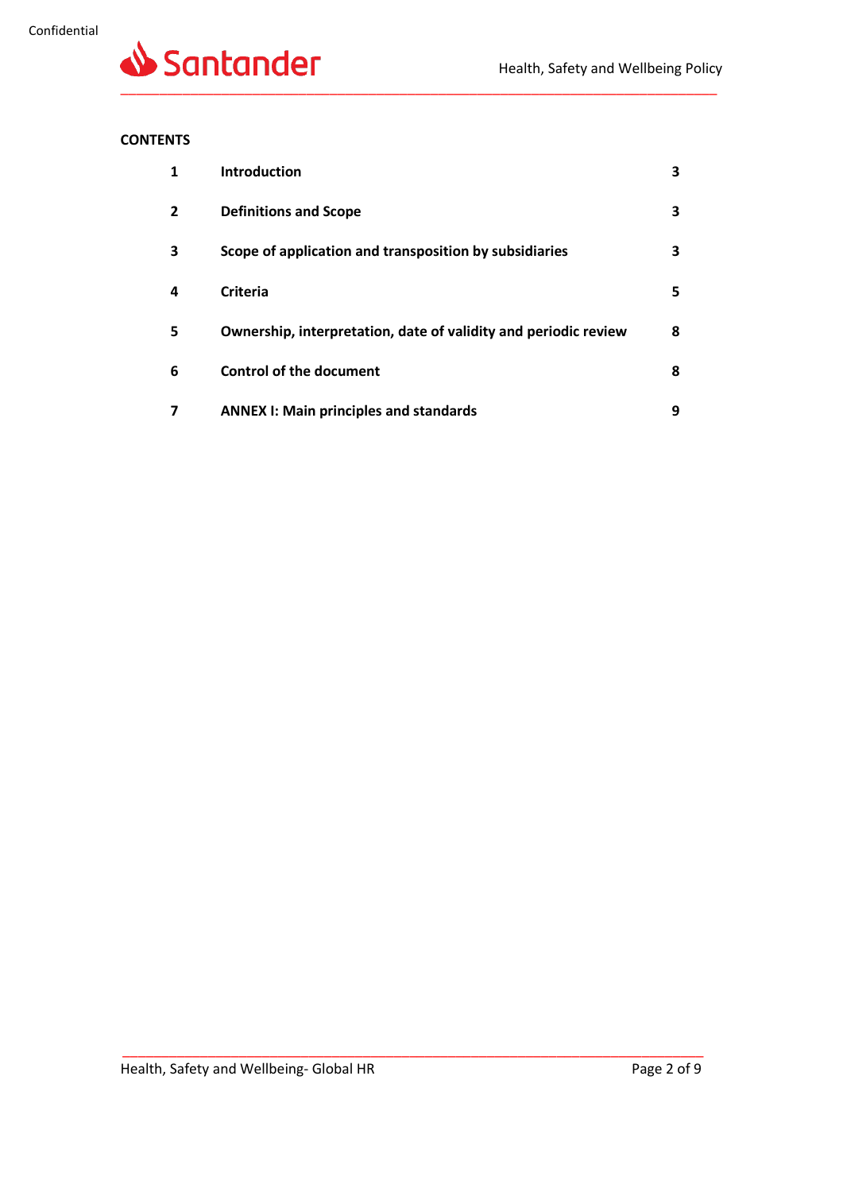**CONTENTS**

| | | |
|---|---|---|
| **1** | **Introduction** | **3** |
| **2** | **Definitions and Scope** | **3** |
| **3** | **Scope of application and transposition by subsidiaries** | **3** |
| **4** | **Criteria** | **5** |
| **5** | **Ownership, interpretation, date of validity and periodic review** | **8** |
| **6** | **Control of the document** | **8** |
| **7** | **ANNEX I: Main principles and standards** | **9** |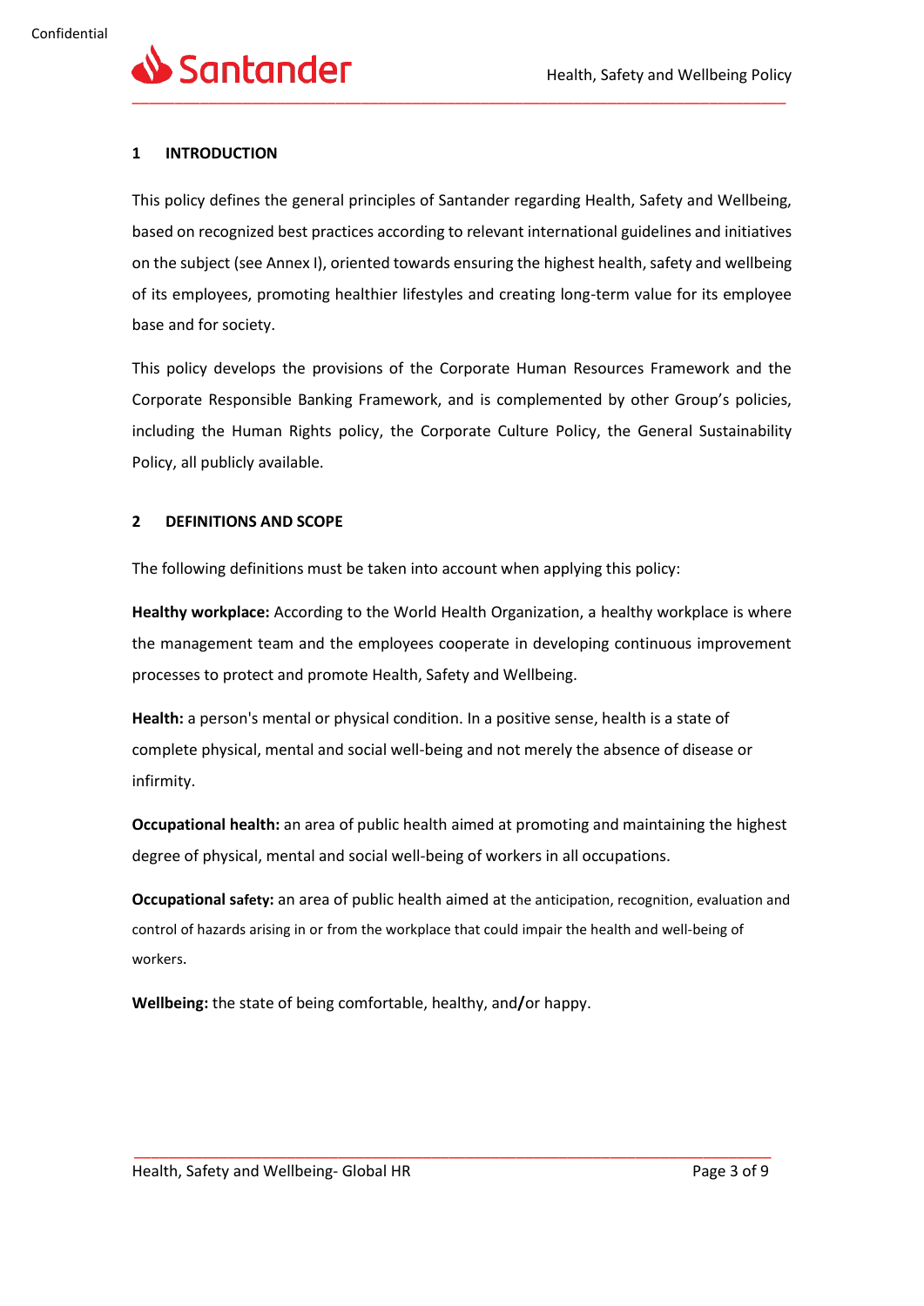## 1 INTRODUCTION

This policy defines the general principles of Santander regarding Health, Safety and Wellbeing, based on recognized best practices according to relevant international guidelines and initiatives on the subject (see Annex I), oriented towards ensuring the highest health, safety and wellbeing of its employees, promoting healthier lifestyles and creating long-term value for its employee base and for society.

This policy develops the provisions of the Corporate Human Resources Framework and the Corporate Responsible Banking Framework, and is complemented by other Group's policies, including the Human Rights policy, the Corporate Culture Policy, the General Sustainability Policy, all publicly available.

## 2 DEFINITIONS AND SCOPE

The following definitions must be taken into account when applying this policy:

**Healthy workplace:** According to the World Health Organization, a healthy workplace is where the management team and the employees cooperate in developing continuous improvement processes to protect and promote Health, Safety and Wellbeing.

**Health:** a person's mental or physical condition. In a positive sense, health is a state of complete physical, mental and social well-being and not merely the absence of disease or infirmity.

**Occupational health:** an area of public health aimed at promoting and maintaining the highest degree of physical, mental and social well-being of workers in all occupations.

**Occupational safety:** an area of public health aimed at the anticipation, recognition, evaluation and control of hazards arising in or from the workplace that could impair the health and well-being of workers.

**Wellbeing:** the state of being comfortable, healthy, and/or happy.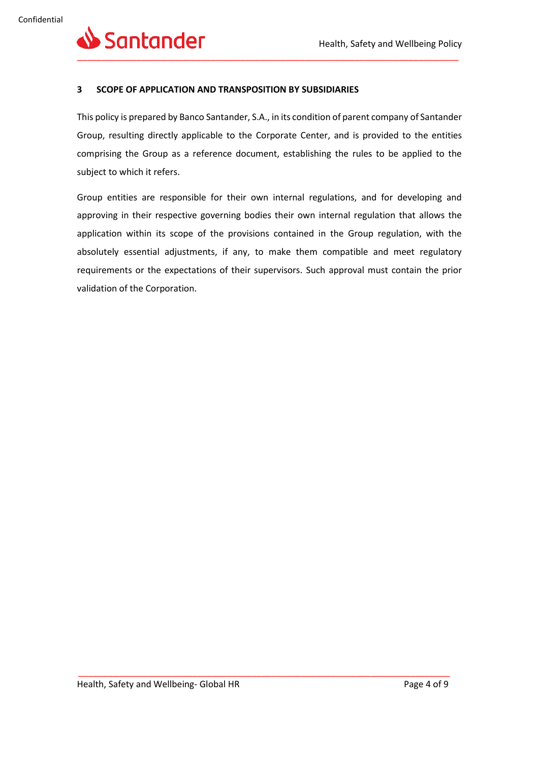## 3 SCOPE OF APPLICATION AND TRANSPOSITION BY SUBSIDIARIES

This policy is prepared by Banco Santander, S.A., in its condition of parent company of Santander Group, resulting directly applicable to the Corporate Center, and is provided to the entities comprising the Group as a reference document, establishing the rules to be applied to the subject to which it refers.

Group entities are responsible for their own internal regulations, and for developing and approving in their respective governing bodies their own internal regulation that allows the application within its scope of the provisions contained in the Group regulation, with the absolutely essential adjustments, if any, to make them compatible and meet regulatory requirements or the expectations of their supervisors. Such approval must contain the prior validation of the Corporation.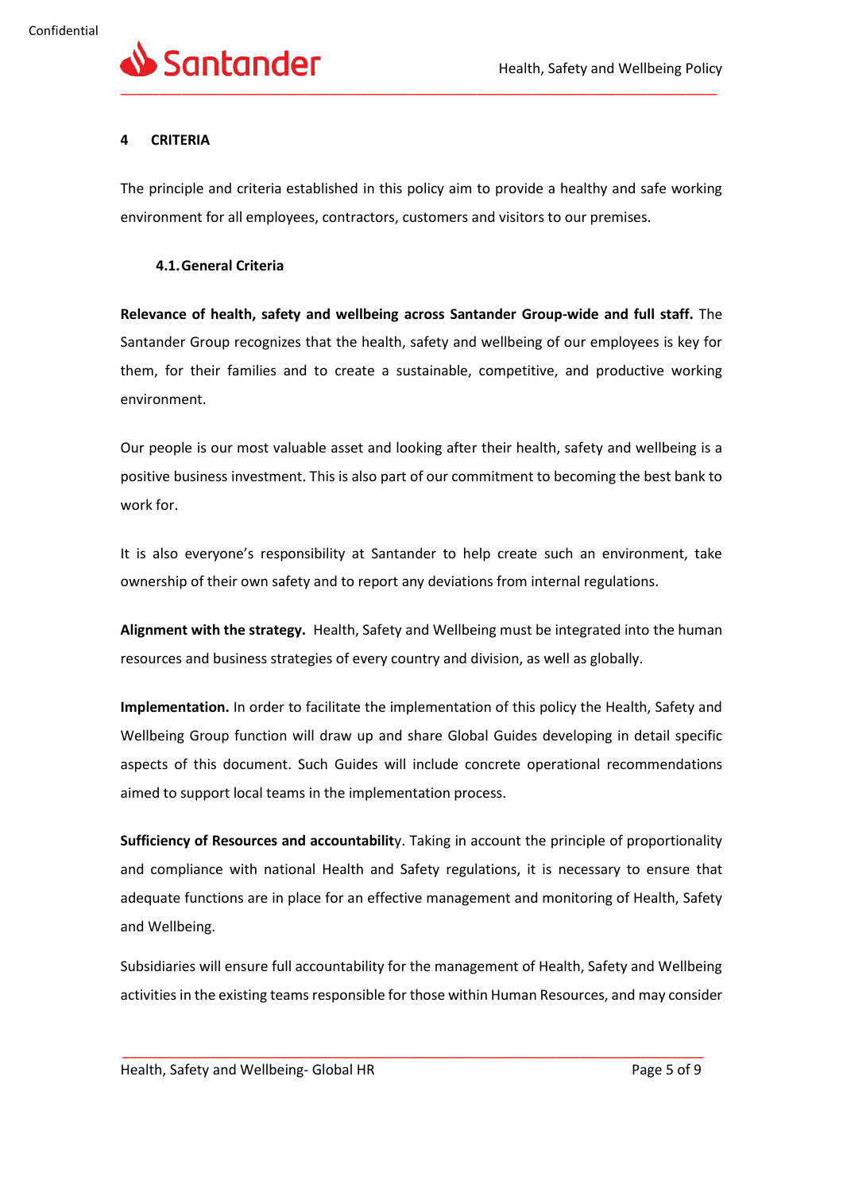## 4 CRITERIA

The principle and criteria established in this policy aim to provide a healthy and safe working environment for all employees, contractors, customers and visitors to our premises.

### 4.1. General Criteria

**Relevance of health, safety and wellbeing across Santander Group-wide and full staff.** The Santander Group recognizes that the health, safety and wellbeing of our employees is key for them, for their families and to create a sustainable, competitive, and productive working environment.

Our people is our most valuable asset and looking after their health, safety and wellbeing is a positive business investment. This is also part of our commitment to becoming the best bank to work for.

It is also everyone's responsibility at Santander to help create such an environment, take ownership of their own safety and to report any deviations from internal regulations.

**Alignment with the strategy.** Health, Safety and Wellbeing must be integrated into the human resources and business strategies of every country and division, as well as globally.

**Implementation.** In order to facilitate the implementation of this policy the Health, Safety and Wellbeing Group function will draw up and share Global Guides developing in detail specific aspects of this document. Such Guides will include concrete operational recommendations aimed to support local teams in the implementation process.

**Sufficiency of Resources and accountabilit**y. Taking in account the principle of proportionality and compliance with national Health and Safety regulations, it is necessary to ensure that adequate functions are in place for an effective management and monitoring of Health, Safety and Wellbeing.

Subsidiaries will ensure full accountability for the management of Health, Safety and Wellbeing activities in the existing teams responsible for those within Human Resources, and may consider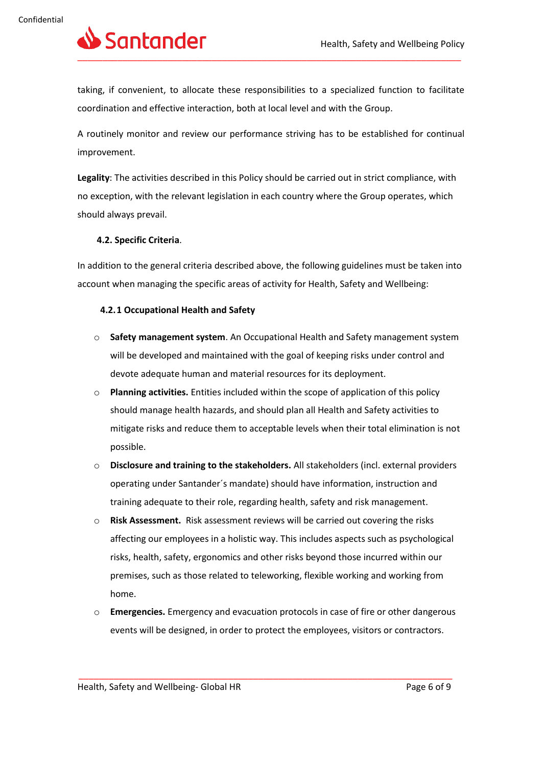taking, if convenient, to allocate these responsibilities to a specialized function to facilitate coordination and effective interaction, both at local level and with the Group.

A routinely monitor and review our performance striving has to be established for continual improvement.

**Legality**: The activities described in this Policy should be carried out in strict compliance, with no exception, with the relevant legislation in each country where the Group operates, which should always prevail.

### 4.2. Specific Criteria.

In addition to the general criteria described above, the following guidelines must be taken into account when managing the specific areas of activity for Health, Safety and Wellbeing:

#### 4.2.1 Occupational Health and Safety

- **Safety management system**. An Occupational Health and Safety management system will be developed and maintained with the goal of keeping risks under control and devote adequate human and material resources for its deployment.
- **Planning activities.** Entities included within the scope of application of this policy should manage health hazards, and should plan all Health and Safety activities to mitigate risks and reduce them to acceptable levels when their total elimination is not possible.
- **Disclosure and training to the stakeholders.** All stakeholders (incl. external providers operating under Santander´s mandate) should have information, instruction and training adequate to their role, regarding health, safety and risk management.
- **Risk Assessment.** Risk assessment reviews will be carried out covering the risks affecting our employees in a holistic way. This includes aspects such as psychological risks, health, safety, ergonomics and other risks beyond those incurred within our premises, such as those related to teleworking, flexible working and working from home.
- **Emergencies.** Emergency and evacuation protocols in case of fire or other dangerous events will be designed, in order to protect the employees, visitors or contractors.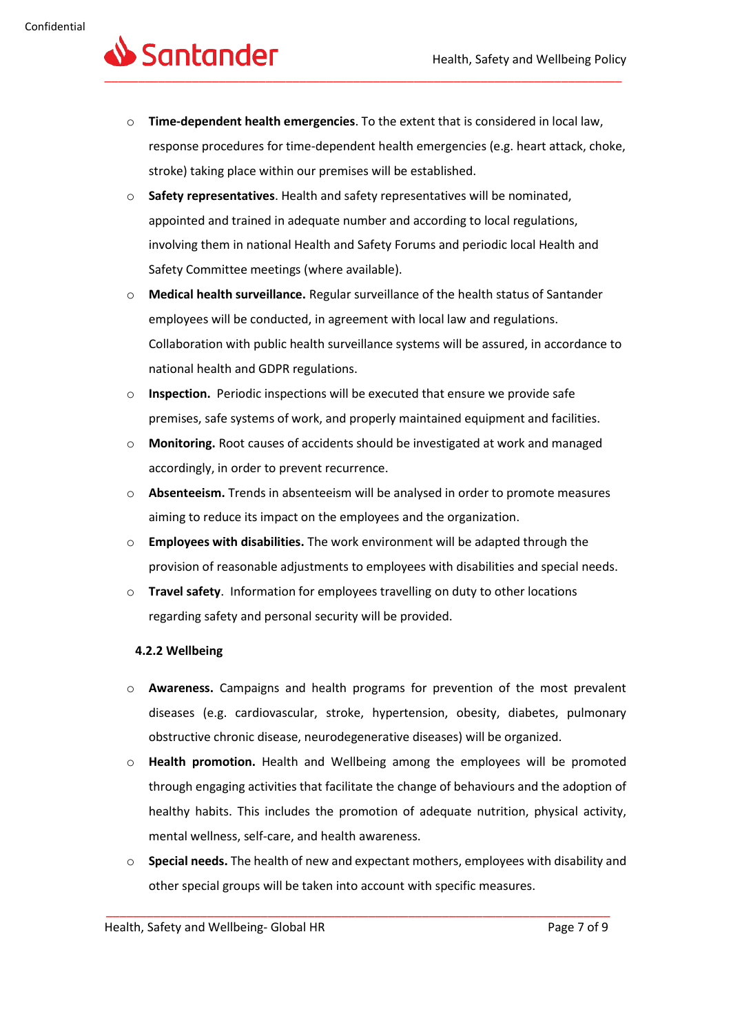- **Time-dependent health emergencies**. To the extent that is considered in local law, response procedures for time-dependent health emergencies (e.g. heart attack, choke, stroke) taking place within our premises will be established.
- **Safety representatives**. Health and safety representatives will be nominated, appointed and trained in adequate number and according to local regulations, involving them in national Health and Safety Forums and periodic local Health and Safety Committee meetings (where available).
- **Medical health surveillance.** Regular surveillance of the health status of Santander employees will be conducted, in agreement with local law and regulations. Collaboration with public health surveillance systems will be assured, in accordance to national health and GDPR regulations.
- **Inspection.** Periodic inspections will be executed that ensure we provide safe premises, safe systems of work, and properly maintained equipment and facilities.
- **Monitoring.** Root causes of accidents should be investigated at work and managed accordingly, in order to prevent recurrence.
- **Absenteeism.** Trends in absenteeism will be analysed in order to promote measures aiming to reduce its impact on the employees and the organization.
- **Employees with disabilities.** The work environment will be adapted through the provision of reasonable adjustments to employees with disabilities and special needs.
- **Travel safety**. Information for employees travelling on duty to other locations regarding safety and personal security will be provided.

#### 4.2.2 Wellbeing

- **Awareness.** Campaigns and health programs for prevention of the most prevalent diseases (e.g. cardiovascular, stroke, hypertension, obesity, diabetes, pulmonary obstructive chronic disease, neurodegenerative diseases) will be organized.
- **Health promotion.** Health and Wellbeing among the employees will be promoted through engaging activities that facilitate the change of behaviours and the adoption of healthy habits. This includes the promotion of adequate nutrition, physical activity, mental wellness, self-care, and health awareness.
- **Special needs.** The health of new and expectant mothers, employees with disability and other special groups will be taken into account with specific measures.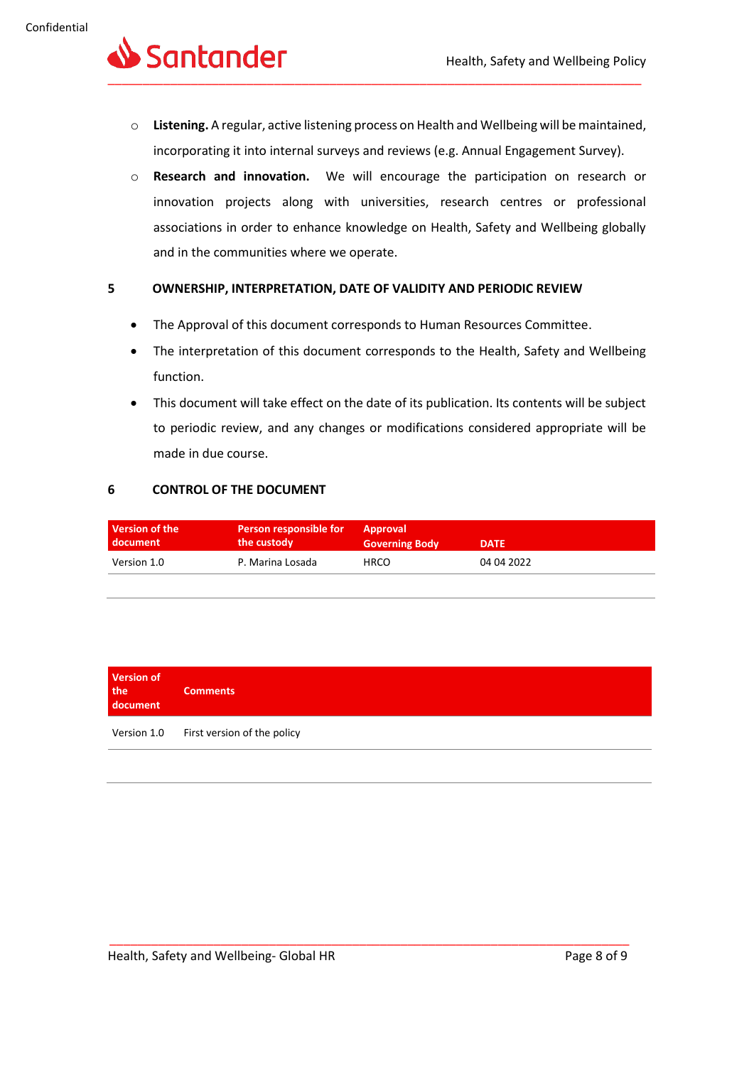- **Listening.** A regular, active listening process on Health and Wellbeing will be maintained, incorporating it into internal surveys and reviews (e.g. Annual Engagement Survey).
- **Research and innovation.** We will encourage the participation on research or innovation projects along with universities, research centres or professional associations in order to enhance knowledge on Health, Safety and Wellbeing globally and in the communities where we operate.

## 5 OWNERSHIP, INTERPRETATION, DATE OF VALIDITY AND PERIODIC REVIEW

- The Approval of this document corresponds to Human Resources Committee.
- The interpretation of this document corresponds to the Health, Safety and Wellbeing function.
- This document will take effect on the date of its publication. Its contents will be subject to periodic review, and any changes or modifications considered appropriate will be made in due course.

## 6 CONTROL OF THE DOCUMENT

| Version of the document | Person responsible for the custody | Approval Governing Body | DATE |
|---|---|---|---|
| Version 1.0 | P. Marina Losada | HRCO | 04 04 2022 |

| Version of the document | Comments |
|---|---|
| Version 1.0 | First version of the policy |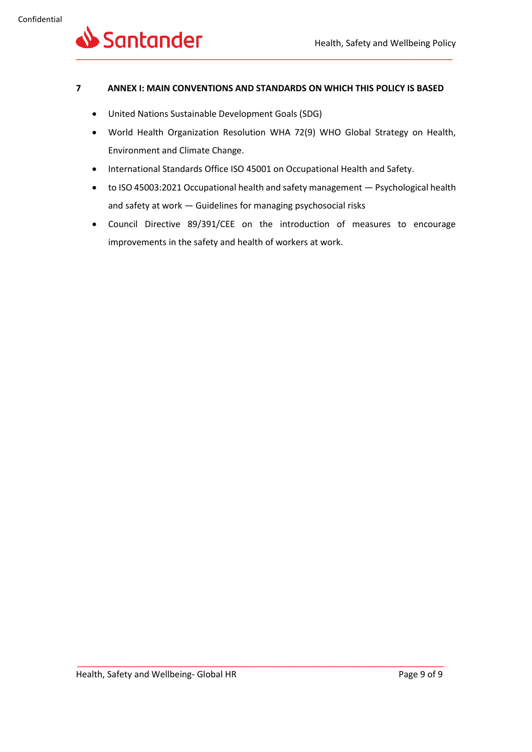## 7 ANNEX I: MAIN CONVENTIONS AND STANDARDS ON WHICH THIS POLICY IS BASED

- United Nations Sustainable Development Goals (SDG)
- World Health Organization Resolution WHA 72(9) WHO Global Strategy on Health, Environment and Climate Change.
- International Standards Office ISO 45001 on Occupational Health and Safety.
- to ISO 45003:2021 Occupational health and safety management — Psychological health and safety at work — Guidelines for managing psychosocial risks
- Council Directive 89/391/CEE on the introduction of measures to encourage improvements in the safety and health of workers at work.